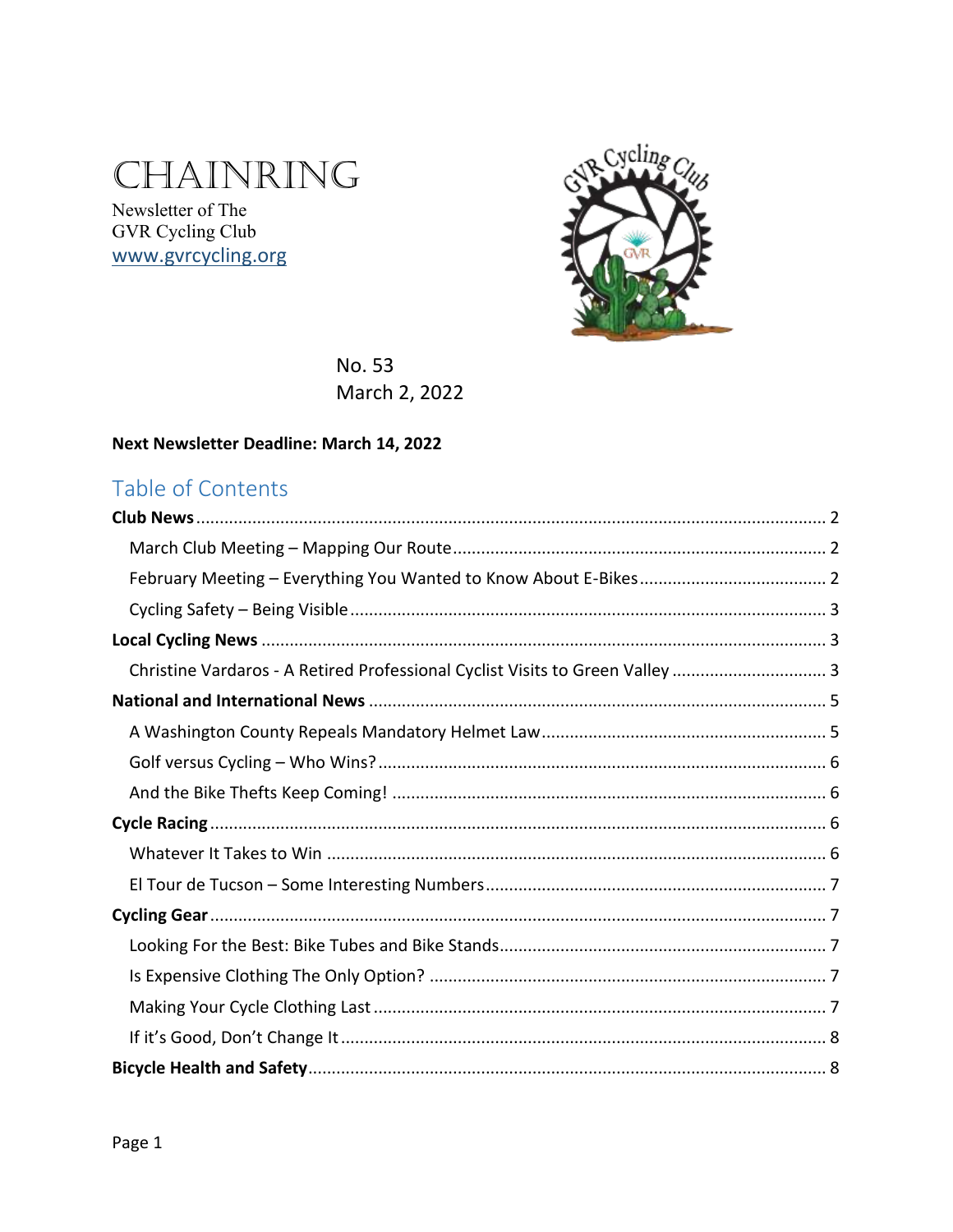# CHAINRING

Newsletter of The
GVR Cycling Club
www.gvrcycling.org

No. 53
March 2, 2022

**Next Newsletter Deadline: March 14, 2022**

## Table of Contents

**Club News** ..... 2

- March Club Meeting – Mapping Our Route ..... 2
- February Meeting – Everything You Wanted to Know About E-Bikes ..... 2
- Cycling Safety – Being Visible ..... 3

**Local Cycling News** ..... 3

- Christine Vardaros - A Retired Professional Cyclist Visits to Green Valley ..... 3

**National and International News** ..... 5

- A Washington County Repeals Mandatory Helmet Law ..... 5
- Golf versus Cycling – Who Wins? ..... 6
- And the Bike Thefts Keep Coming! ..... 6

**Cycle Racing** ..... 6

- Whatever It Takes to Win ..... 6
- El Tour de Tucson – Some Interesting Numbers ..... 7

**Cycling Gear** ..... 7

- Looking For the Best: Bike Tubes and Bike Stands ..... 7
- Is Expensive Clothing The Only Option? ..... 7
- Making Your Cycle Clothing Last ..... 7
- If it's Good, Don't Change It ..... 8

**Bicycle Health and Safety** ..... 8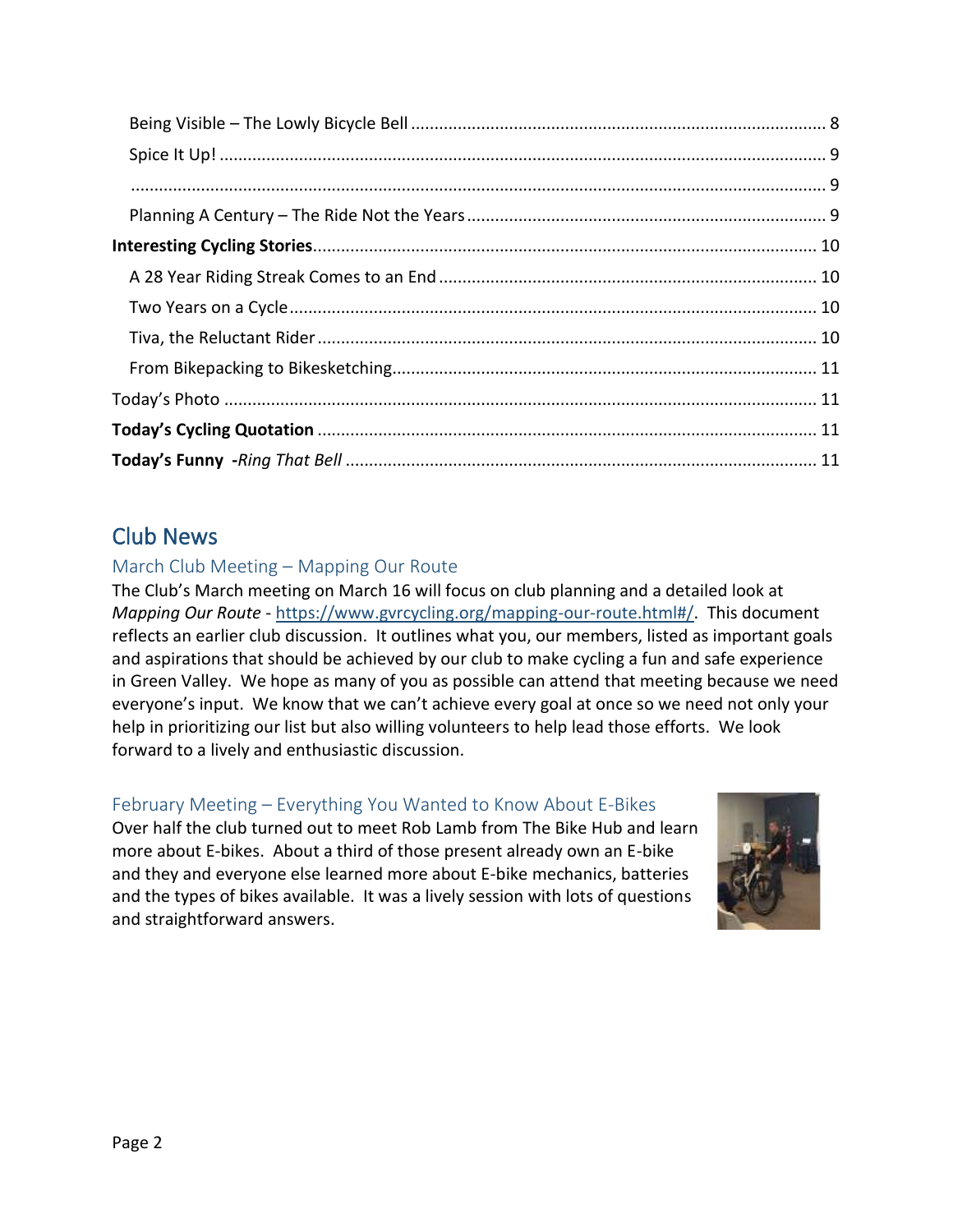Being Visible – The Lowly Bicycle Bell ........ 8
Spice It Up! ........ 9
........ 9
Planning A Century – The Ride Not the Years ........ 9
**Interesting Cycling Stories** ........ 10
A 28 Year Riding Streak Comes to an End ........ 10
Two Years on a Cycle ........ 10
Tiva, the Reluctant Rider ........ 10
From Bikepacking to Bikesketching ........ 11
Today's Photo ........ 11
**Today's Cycling Quotation** ........ 11
**Today's Funny -***Ring That Bell* ........ 11

## Club News

### March Club Meeting – Mapping Our Route

The Club's March meeting on March 16 will focus on club planning and a detailed look at *Mapping Our Route* - https://www.gvrcycling.org/mapping-our-route.html#/. This document reflects an earlier club discussion. It outlines what you, our members, listed as important goals and aspirations that should be achieved by our club to make cycling a fun and safe experience in Green Valley. We hope as many of you as possible can attend that meeting because we need everyone's input. We know that we can't achieve every goal at once so we need not only your help in prioritizing our list but also willing volunteers to help lead those efforts. We look forward to a lively and enthusiastic discussion.

### February Meeting – Everything You Wanted to Know About E-Bikes

Over half the club turned out to meet Rob Lamb from The Bike Hub and learn more about E-bikes. About a third of those present already own an E-bike and they and everyone else learned more about E-bike mechanics, batteries and the types of bikes available. It was a lively session with lots of questions and straightforward answers.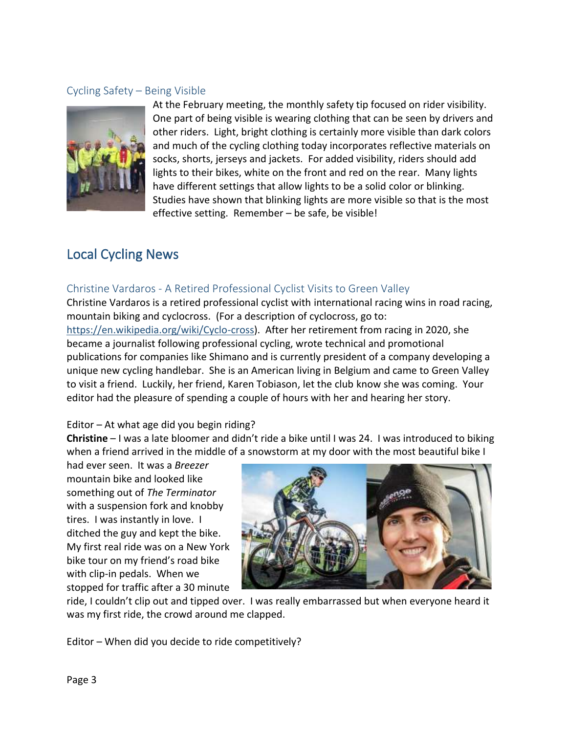### Cycling Safety – Being Visible

At the February meeting, the monthly safety tip focused on rider visibility. One part of being visible is wearing clothing that can be seen by drivers and other riders. Light, bright clothing is certainly more visible than dark colors and much of the cycling clothing today incorporates reflective materials on socks, shorts, jerseys and jackets. For added visibility, riders should add lights to their bikes, white on the front and red on the rear. Many lights have different settings that allow lights to be a solid color or blinking. Studies have shown that blinking lights are more visible so that is the most effective setting. Remember – be safe, be visible!

## Local Cycling News

### Christine Vardaros - A Retired Professional Cyclist Visits to Green Valley

Christine Vardaros is a retired professional cyclist with international racing wins in road racing, mountain biking and cyclocross. (For a description of cyclocross, go to: https://en.wikipedia.org/wiki/Cyclo-cross). After her retirement from racing in 2020, she became a journalist following professional cycling, wrote technical and promotional publications for companies like Shimano and is currently president of a company developing a unique new cycling handlebar. She is an American living in Belgium and came to Green Valley to visit a friend. Luckily, her friend, Karen Tobiason, let the club know she was coming. Your editor had the pleasure of spending a couple of hours with her and hearing her story.

Editor – At what age did you begin riding?

**Christine** – I was a late bloomer and didn't ride a bike until I was 24. I was introduced to biking when a friend arrived in the middle of a snowstorm at my door with the most beautiful bike I had ever seen. It was a *Breezer* mountain bike and looked like something out of *The Terminator* with a suspension fork and knobby tires. I was instantly in love. I ditched the guy and kept the bike. My first real ride was on a New York bike tour on my friend's road bike with clip-in pedals. When we stopped for traffic after a 30 minute ride, I couldn't clip out and tipped over. I was really embarrassed but when everyone heard it was my first ride, the crowd around me clapped.

Editor – When did you decide to ride competitively?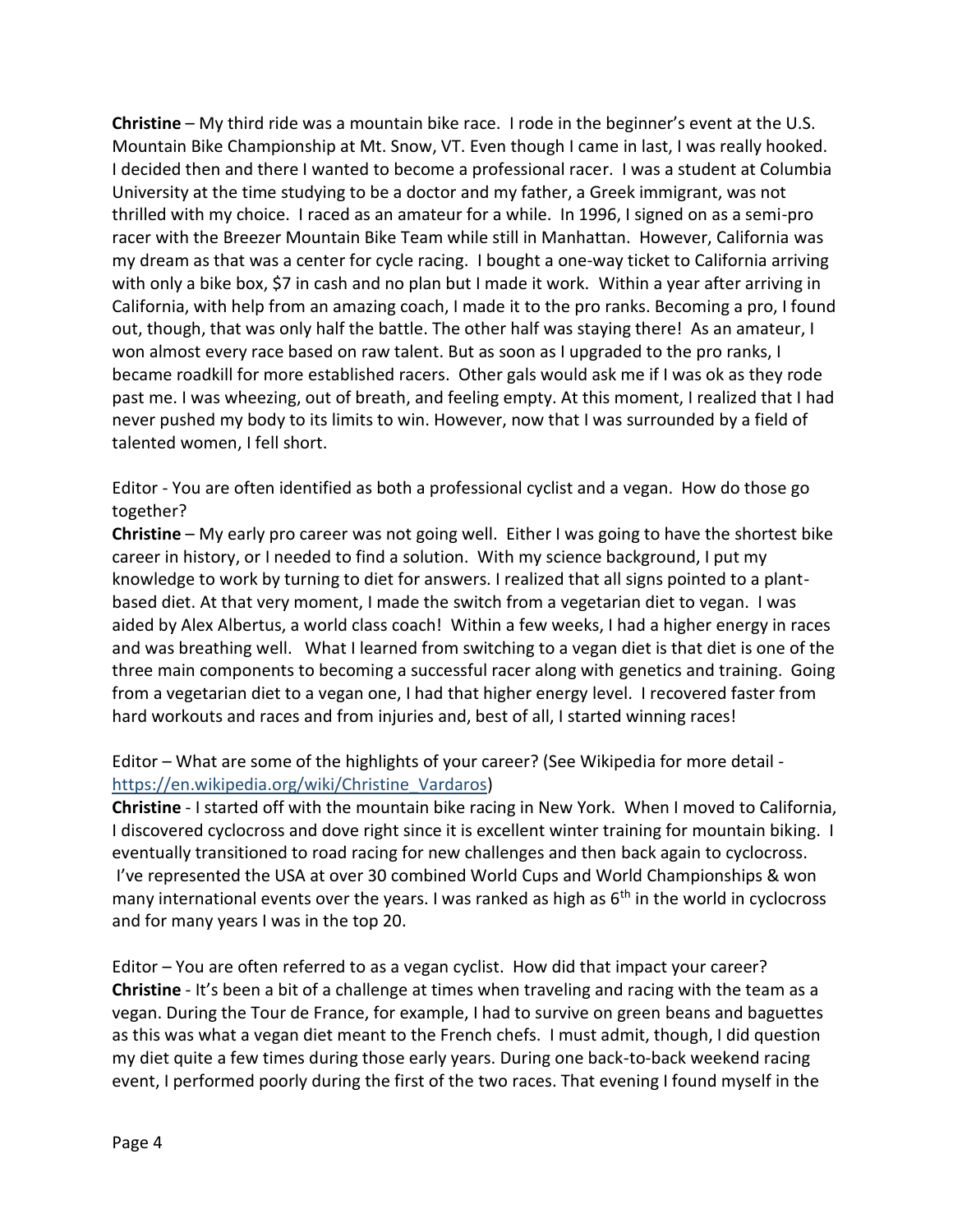**Christine** – My third ride was a mountain bike race. I rode in the beginner's event at the U.S. Mountain Bike Championship at Mt. Snow, VT. Even though I came in last, I was really hooked. I decided then and there I wanted to become a professional racer. I was a student at Columbia University at the time studying to be a doctor and my father, a Greek immigrant, was not thrilled with my choice. I raced as an amateur for a while. In 1996, I signed on as a semi-pro racer with the Breezer Mountain Bike Team while still in Manhattan. However, California was my dream as that was a center for cycle racing. I bought a one-way ticket to California arriving with only a bike box, $7 in cash and no plan but I made it work. Within a year after arriving in California, with help from an amazing coach, I made it to the pro ranks. Becoming a pro, I found out, though, that was only half the battle. The other half was staying there! As an amateur, I won almost every race based on raw talent. But as soon as I upgraded to the pro ranks, I became roadkill for more established racers. Other gals would ask me if I was ok as they rode past me. I was wheezing, out of breath, and feeling empty. At this moment, I realized that I had never pushed my body to its limits to win. However, now that I was surrounded by a field of talented women, I fell short.

Editor - You are often identified as both a professional cyclist and a vegan. How do those go together?
**Christine** – My early pro career was not going well. Either I was going to have the shortest bike career in history, or I needed to find a solution. With my science background, I put my knowledge to work by turning to diet for answers. I realized that all signs pointed to a plant-based diet. At that very moment, I made the switch from a vegetarian diet to vegan. I was aided by Alex Albertus, a world class coach! Within a few weeks, I had a higher energy in races and was breathing well. What I learned from switching to a vegan diet is that diet is one of the three main components to becoming a successful racer along with genetics and training. Going from a vegetarian diet to a vegan one, I had that higher energy level. I recovered faster from hard workouts and races and from injuries and, best of all, I started winning races!

Editor – What are some of the highlights of your career? (See Wikipedia for more detail - https://en.wikipedia.org/wiki/Christine_Vardaros)
**Christine** - I started off with the mountain bike racing in New York. When I moved to California, I discovered cyclocross and dove right since it is excellent winter training for mountain biking. I eventually transitioned to road racing for new challenges and then back again to cyclocross. I've represented the USA at over 30 combined World Cups and World Championships & won many international events over the years. I was ranked as high as 6th in the world in cyclocross and for many years I was in the top 20.

Editor – You are often referred to as a vegan cyclist. How did that impact your career?
**Christine** - It's been a bit of a challenge at times when traveling and racing with the team as a vegan. During the Tour de France, for example, I had to survive on green beans and baguettes as this was what a vegan diet meant to the French chefs. I must admit, though, I did question my diet quite a few times during those early years. During one back-to-back weekend racing event, I performed poorly during the first of the two races. That evening I found myself in the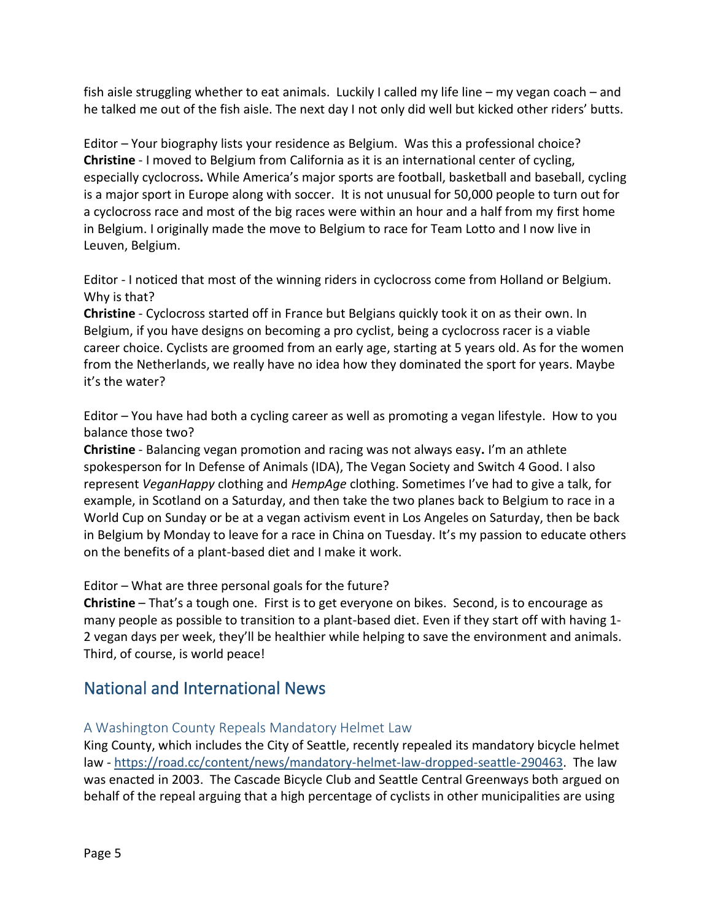fish aisle struggling whether to eat animals. Luckily I called my life line – my vegan coach – and he talked me out of the fish aisle. The next day I not only did well but kicked other riders' butts.

Editor – Your biography lists your residence as Belgium. Was this a professional choice?
**Christine** - I moved to Belgium from California as it is an international center of cycling, especially cyclocross**.** While America's major sports are football, basketball and baseball, cycling is a major sport in Europe along with soccer. It is not unusual for 50,000 people to turn out for a cyclocross race and most of the big races were within an hour and a half from my first home in Belgium. I originally made the move to Belgium to race for Team Lotto and I now live in Leuven, Belgium.

Editor - I noticed that most of the winning riders in cyclocross come from Holland or Belgium. Why is that?
**Christine** - Cyclocross started off in France but Belgians quickly took it on as their own. In Belgium, if you have designs on becoming a pro cyclist, being a cyclocross racer is a viable career choice. Cyclists are groomed from an early age, starting at 5 years old. As for the women from the Netherlands, we really have no idea how they dominated the sport for years. Maybe it's the water?

Editor – You have had both a cycling career as well as promoting a vegan lifestyle. How to you balance those two?
**Christine** - Balancing vegan promotion and racing was not always easy**.** I'm an athlete spokesperson for In Defense of Animals (IDA), The Vegan Society and Switch 4 Good. I also represent *VeganHappy* clothing and *HempAge* clothing. Sometimes I've had to give a talk, for example, in Scotland on a Saturday, and then take the two planes back to Belgium to race in a World Cup on Sunday or be at a vegan activism event in Los Angeles on Saturday, then be back in Belgium by Monday to leave for a race in China on Tuesday. It's my passion to educate others on the benefits of a plant-based diet and I make it work.

Editor – What are three personal goals for the future?
**Christine** – That's a tough one. First is to get everyone on bikes. Second, is to encourage as many people as possible to transition to a plant-based diet. Even if they start off with having 1-2 vegan days per week, they'll be healthier while helping to save the environment and animals. Third, of course, is world peace!

## National and International News

### A Washington County Repeals Mandatory Helmet Law

King County, which includes the City of Seattle, recently repealed its mandatory bicycle helmet law - https://road.cc/content/news/mandatory-helmet-law-dropped-seattle-290463. The law was enacted in 2003. The Cascade Bicycle Club and Seattle Central Greenways both argued on behalf of the repeal arguing that a high percentage of cyclists in other municipalities are using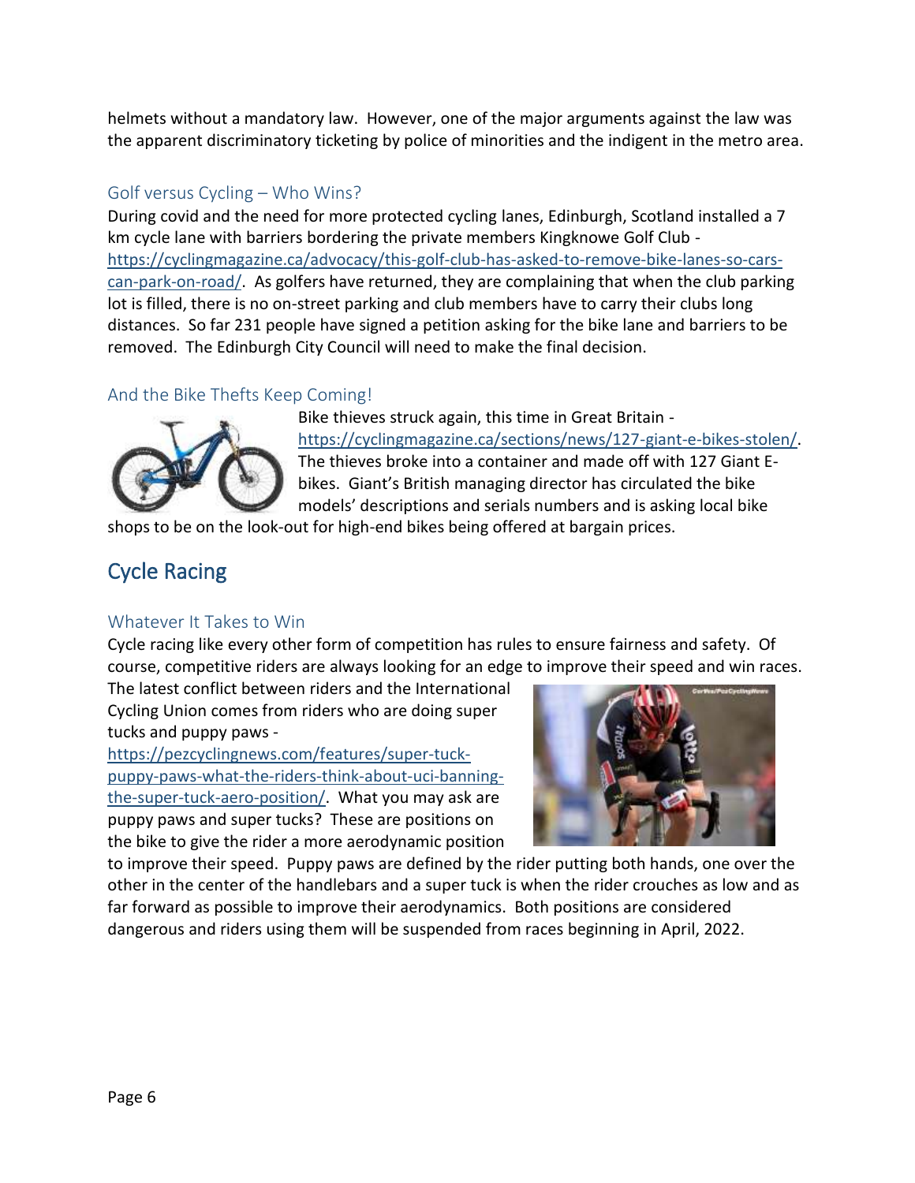helmets without a mandatory law. However, one of the major arguments against the law was the apparent discriminatory ticketing by police of minorities and the indigent in the metro area.

### Golf versus Cycling – Who Wins?

During covid and the need for more protected cycling lanes, Edinburgh, Scotland installed a 7 km cycle lane with barriers bordering the private members Kingknowe Golf Club - https://cyclingmagazine.ca/advocacy/this-golf-club-has-asked-to-remove-bike-lanes-so-cars-can-park-on-road/. As golfers have returned, they are complaining that when the club parking lot is filled, there is no on-street parking and club members have to carry their clubs long distances. So far 231 people have signed a petition asking for the bike lane and barriers to be removed. The Edinburgh City Council will need to make the final decision.

### And the Bike Thefts Keep Coming!

Bike thieves struck again, this time in Great Britain - https://cyclingmagazine.ca/sections/news/127-giant-e-bikes-stolen/. The thieves broke into a container and made off with 127 Giant E-bikes. Giant's British managing director has circulated the bike models' descriptions and serials numbers and is asking local bike shops to be on the look-out for high-end bikes being offered at bargain prices.

## Cycle Racing

### Whatever It Takes to Win

Cycle racing like every other form of competition has rules to ensure fairness and safety. Of course, competitive riders are always looking for an edge to improve their speed and win races. The latest conflict between riders and the International Cycling Union comes from riders who are doing super tucks and puppy paws - https://pezcyclingnews.com/features/super-tuck-puppy-paws-what-the-riders-think-about-uci-banning-the-super-tuck-aero-position/. What you may ask are puppy paws and super tucks? These are positions on the bike to give the rider a more aerodynamic position to improve their speed. Puppy paws are defined by the rider putting both hands, one over the other in the center of the handlebars and a super tuck is when the rider crouches as low and as far forward as possible to improve their aerodynamics. Both positions are considered dangerous and riders using them will be suspended from races beginning in April, 2022.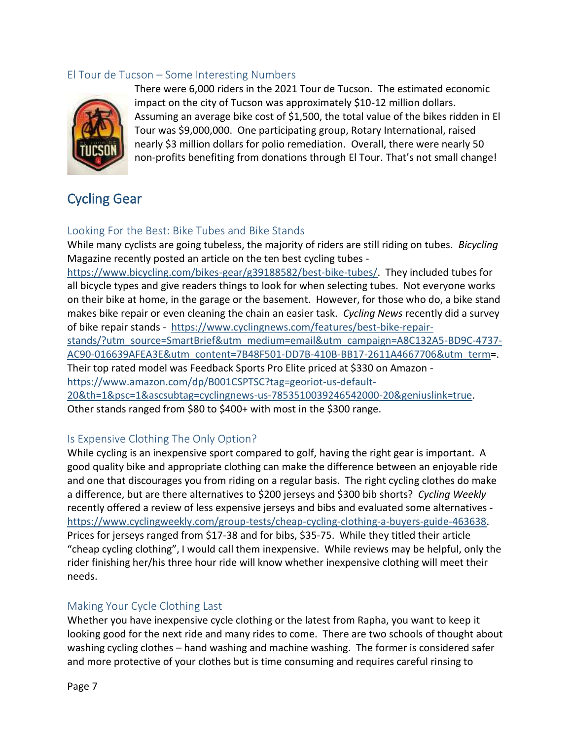### El Tour de Tucson – Some Interesting Numbers

There were 6,000 riders in the 2021 Tour de Tucson. The estimated economic impact on the city of Tucson was approximately $10-12 million dollars. Assuming an average bike cost of $1,500, the total value of the bikes ridden in El Tour was $9,000,000. One participating group, Rotary International, raised nearly $3 million dollars for polio remediation. Overall, there were nearly 50 non-profits benefiting from donations through El Tour. That's not small change!

## Cycling Gear

### Looking For the Best: Bike Tubes and Bike Stands

While many cyclists are going tubeless, the majority of riders are still riding on tubes. *Bicycling* Magazine recently posted an article on the ten best cycling tubes - https://www.bicycling.com/bikes-gear/g39188582/best-bike-tubes/. They included tubes for all bicycle types and give readers things to look for when selecting tubes. Not everyone works on their bike at home, in the garage or the basement. However, for those who do, a bike stand makes bike repair or even cleaning the chain an easier task. *Cycling News* recently did a survey of bike repair stands - https://www.cyclingnews.com/features/best-bike-repair-stands/?utm_source=SmartBrief&utm_medium=email&utm_campaign=A8C132A5-BD9C-4737-AC90-016639AFEA3E&utm_content=7B48F501-DD7B-410B-BB17-2611A4667706&utm_term=. Their top rated model was Feedback Sports Pro Elite priced at $330 on Amazon - https://www.amazon.com/dp/B001CSPTSC?tag=georiot-us-default-20&th=1&psc=1&ascsubtag=cyclingnews-us-7853510039246542000-20&geniuslink=true. Other stands ranged from $80 to $400+ with most in the $300 range.

### Is Expensive Clothing The Only Option?

While cycling is an inexpensive sport compared to golf, having the right gear is important. A good quality bike and appropriate clothing can make the difference between an enjoyable ride and one that discourages you from riding on a regular basis. The right cycling clothes do make a difference, but are there alternatives to $200 jerseys and $300 bib shorts? *Cycling Weekly* recently offered a review of less expensive jerseys and bibs and evaluated some alternatives - https://www.cyclingweekly.com/group-tests/cheap-cycling-clothing-a-buyers-guide-463638. Prices for jerseys ranged from $17-38 and for bibs, $35-75. While they titled their article "cheap cycling clothing", I would call them inexpensive. While reviews may be helpful, only the rider finishing her/his three hour ride will know whether inexpensive clothing will meet their needs.

### Making Your Cycle Clothing Last

Whether you have inexpensive cycle clothing or the latest from Rapha, you want to keep it looking good for the next ride and many rides to come. There are two schools of thought about washing cycling clothes – hand washing and machine washing. The former is considered safer and more protective of your clothes but is time consuming and requires careful rinsing to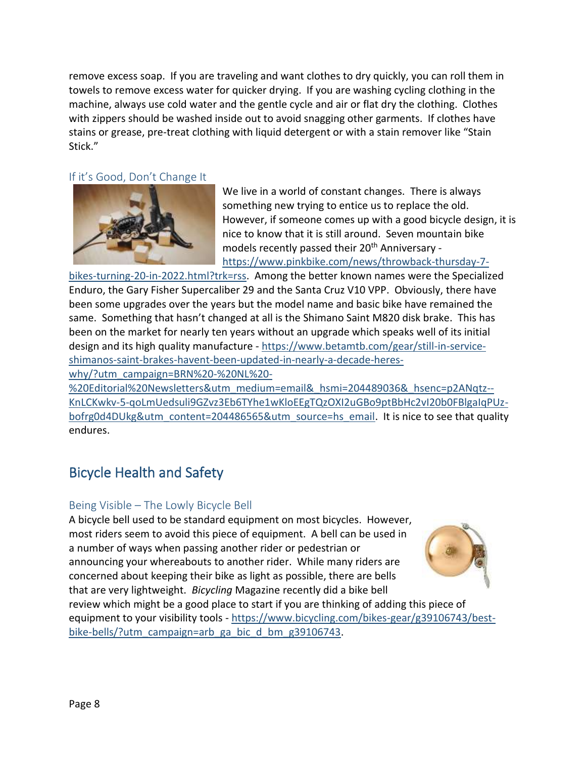remove excess soap. If you are traveling and want clothes to dry quickly, you can roll them in towels to remove excess water for quicker drying. If you are washing cycling clothing in the machine, always use cold water and the gentle cycle and air or flat dry the clothing. Clothes with zippers should be washed inside out to avoid snagging other garments. If clothes have stains or grease, pre-treat clothing with liquid detergent or with a stain remover like "Stain Stick."

### If it's Good, Don't Change It

We live in a world of constant changes. There is always something new trying to entice us to replace the old. However, if someone comes up with a good bicycle design, it is nice to know that it is still around. Seven mountain bike models recently passed their 20th Anniversary - https://www.pinkbike.com/news/throwback-thursday-7-bikes-turning-20-in-2022.html?trk=rss. Among the better known names were the Specialized Enduro, the Gary Fisher Supercaliber 29 and the Santa Cruz V10 VPP. Obviously, there have been some upgrades over the years but the model name and basic bike have remained the same. Something that hasn't changed at all is the Shimano Saint M820 disk brake. This has been on the market for nearly ten years without an upgrade which speaks well of its initial design and its high quality manufacture - https://www.betamtb.com/gear/still-in-service-shimanos-saint-brakes-havent-been-updated-in-nearly-a-decade-heres-why/?utm_campaign=BRN%20-%20NL%20-%20Editorial%20Newsletters&utm_medium=email&_hsmi=204489036&_hsenc=p2ANqtz--KnLCKwkv-5-qoLmUedsuli9GZvz3Eb6TYhe1wKloEEgTQzOXI2uGBo9ptBbHc2vI20b0FBlgaIqPUz-bofrg0d4DUkg&utm_content=204486565&utm_source=hs_email. It is nice to see that quality endures.

## Bicycle Health and Safety

### Being Visible – The Lowly Bicycle Bell

A bicycle bell used to be standard equipment on most bicycles. However, most riders seem to avoid this piece of equipment. A bell can be used in a number of ways when passing another rider or pedestrian or announcing your whereabouts to another rider. While many riders are concerned about keeping their bike as light as possible, there are bells that are very lightweight. *Bicycling* Magazine recently did a bike bell review which might be a good place to start if you are thinking of adding this piece of equipment to your visibility tools - https://www.bicycling.com/bikes-gear/g39106743/best-bike-bells/?utm_campaign=arb_ga_bic_d_bm_g39106743.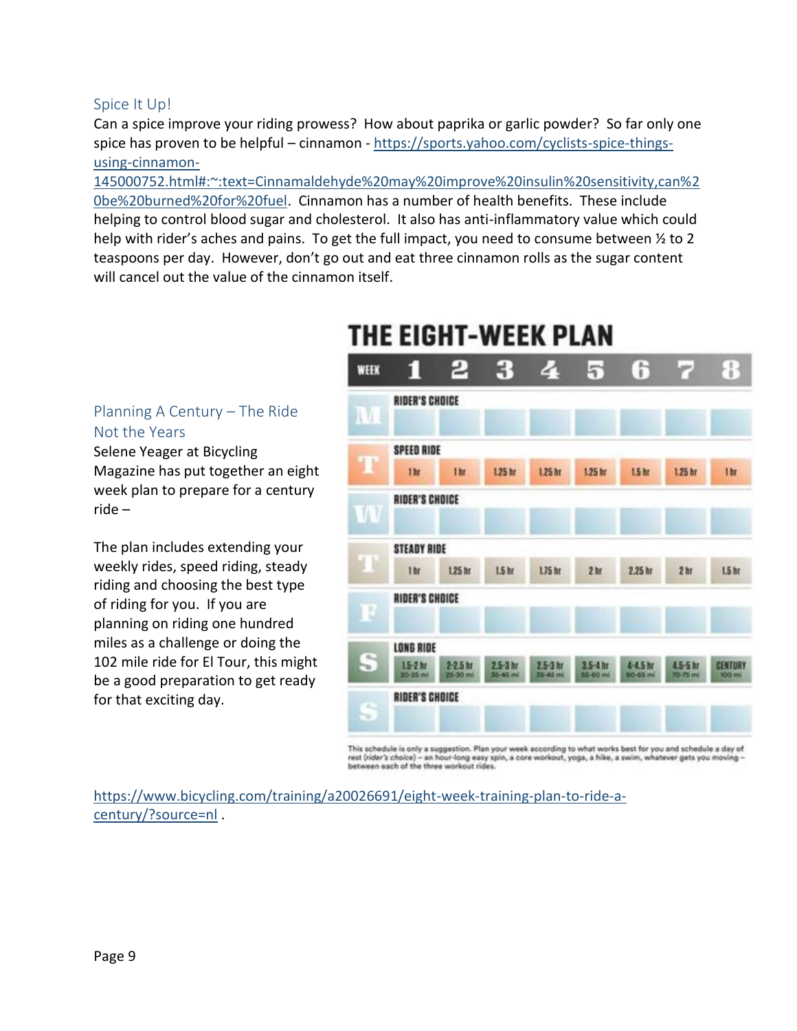## Spice It Up!

Can a spice improve your riding prowess? How about paprika or garlic powder? So far only one spice has proven to be helpful – cinnamon - https://sports.yahoo.com/cyclists-spice-things-using-cinnamon-145000752.html#:~:text=Cinnamaldehyde%20may%20improve%20insulin%20sensitivity,can%20be%20burned%20for%20fuel. Cinnamon has a number of health benefits. These include helping to control blood sugar and cholesterol. It also has anti-inflammatory value which could help with rider's aches and pains. To get the full impact, you need to consume between ½ to 2 teaspoons per day. However, don't go out and eat three cinnamon rolls as the sugar content will cancel out the value of the cinnamon itself.

## Planning A Century – The Ride Not the Years

Selene Yeager at Bicycling Magazine has put together an eight week plan to prepare for a century ride –

The plan includes extending your weekly rides, speed riding, steady riding and choosing the best type of riding for you. If you are planning on riding one hundred miles as a challenge or doing the 102 mile ride for El Tour, this might be a good preparation to get ready for that exciting day.

### THE EIGHT-WEEK PLAN

| WEEK | 1 | 2 | 3 | 4 | 5 | 6 | 7 | 8 |
|---|---|---|---|---|---|---|---|---|
| M – RIDER'S CHOICE | | | | | | | | |
| T – SPEED RIDE | 1 hr | 1 hr | 1.25 hr | 1.25 hr | 1.25 hr | 1.5 hr | 1.25 hr | 1 hr |
| W – RIDER'S CHOICE | | | | | | | | |
| T – STEADY RIDE | 1 hr | 1.25 hr | 1.5 hr | 1.75 hr | 2 hr | 2.25 hr | 2 hr | 1.5 hr |
| F – RIDER'S CHOICE | | | | | | | | |
| S – LONG RIDE | 1.5-2 hr 20-25 mi | 2-2.5 hr 25-30 mi | 2.5-3 hr 35-45 mi | 2.5-3 hr 35-45 mi | 3.5-4 hr 55-60 mi | 4-4.5 hr 60-65 mi | 4.5-5 hr 70-75 mi | CENTURY 100 mi |
| S – RIDER'S CHOICE | | | | | | | | |

This schedule is only a suggestion. Plan your week according to what works best for you and schedule a day of rest (rider's choice) – an hour-long easy spin, a core workout, yoga, a hike, a swim, whatever gets you moving – between each of the three workout rides.

https://www.bicycling.com/training/a20026691/eight-week-training-plan-to-ride-a-century/?source=nl .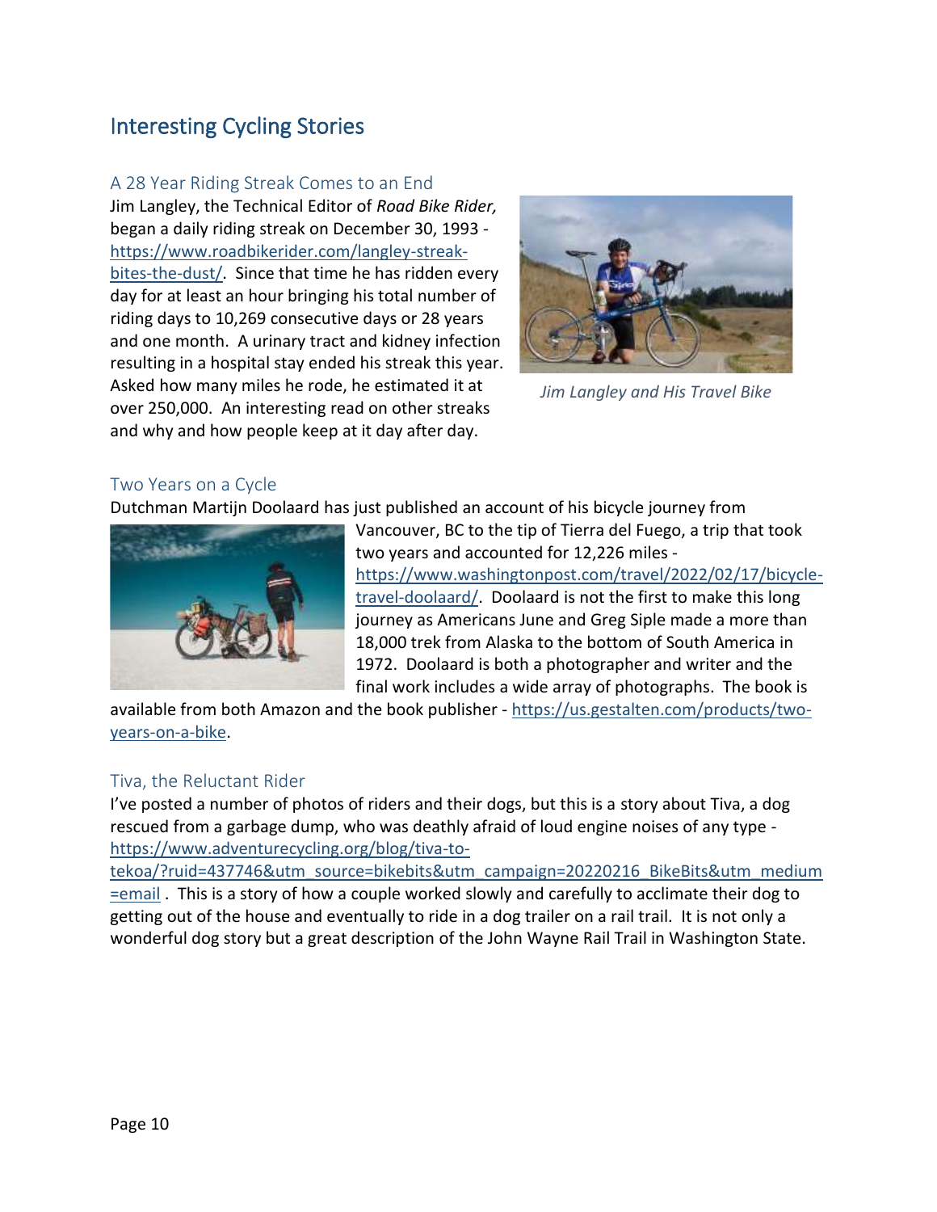## Interesting Cycling Stories

### A 28 Year Riding Streak Comes to an End

Jim Langley, the Technical Editor of *Road Bike Rider,* began a daily riding streak on December 30, 1993 - https://www.roadbikerider.com/langley-streak-bites-the-dust/. Since that time he has ridden every day for at least an hour bringing his total number of riding days to 10,269 consecutive days or 28 years and one month. A urinary tract and kidney infection resulting in a hospital stay ended his streak this year. Asked how many miles he rode, he estimated it at over 250,000. An interesting read on other streaks and why and how people keep at it day after day.

*Jim Langley and His Travel Bike*

### Two Years on a Cycle

Dutchman Martijn Doolaard has just published an account of his bicycle journey from Vancouver, BC to the tip of Tierra del Fuego, a trip that took two years and accounted for 12,226 miles - https://www.washingtonpost.com/travel/2022/02/17/bicycle-travel-doolaard/. Doolaard is not the first to make this long journey as Americans June and Greg Siple made a more than 18,000 trek from Alaska to the bottom of South America in 1972. Doolaard is both a photographer and writer and the final work includes a wide array of photographs. The book is available from both Amazon and the book publisher - https://us.gestalten.com/products/two-years-on-a-bike.

### Tiva, the Reluctant Rider

I've posted a number of photos of riders and their dogs, but this is a story about Tiva, a dog rescued from a garbage dump, who was deathly afraid of loud engine noises of any type - https://www.adventurecycling.org/blog/tiva-to-tekoa/?ruid=437746&utm_source=bikebits&utm_campaign=20220216_BikeBits&utm_medium=email . This is a story of how a couple worked slowly and carefully to acclimate their dog to getting out of the house and eventually to ride in a dog trailer on a rail trail. It is not only a wonderful dog story but a great description of the John Wayne Rail Trail in Washington State.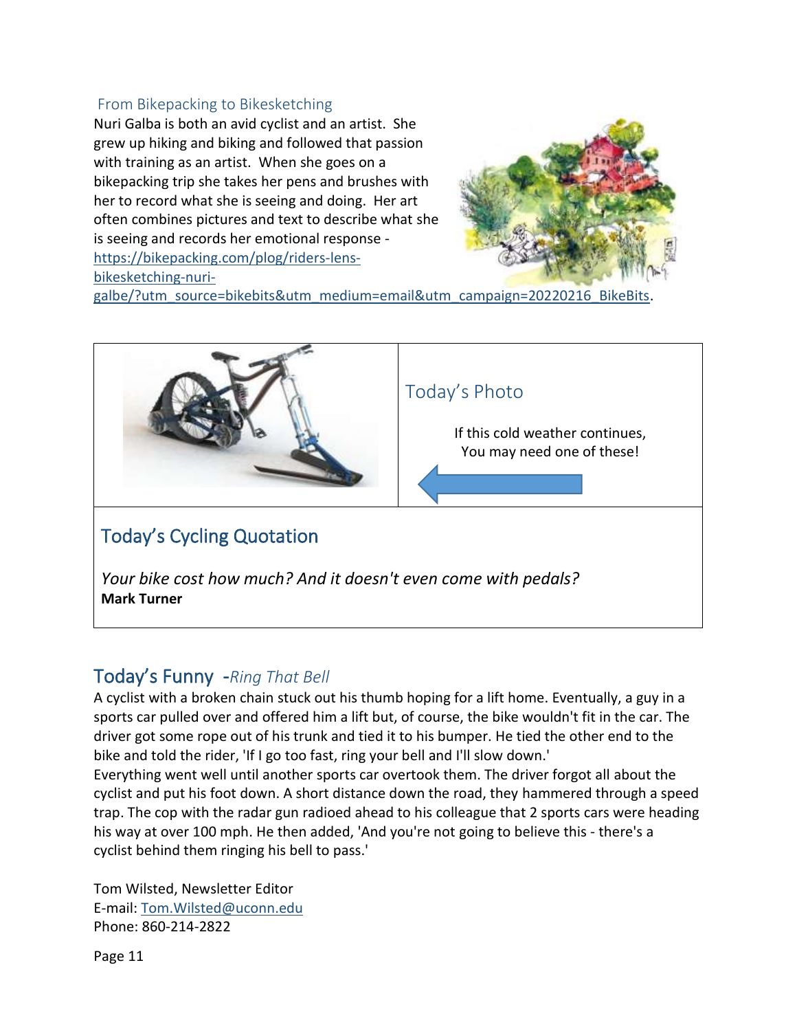## From Bikepacking to Bikesketching

Nuri Galba is both an avid cyclist and an artist. She grew up hiking and biking and followed that passion with training as an artist. When she goes on a bikepacking trip she takes her pens and brushes with her to record what she is seeing and doing. Her art often combines pictures and text to describe what she is seeing and records her emotional response - https://bikepacking.com/plog/riders-lens-bikesketching-nuri-galbe/?utm_source=bikebits&utm_medium=email&utm_campaign=20220216_BikeBits.

## Today's Photo

If this cold weather continues,
You may need one of these!

## Today's Cycling Quotation

*Your bike cost how much? And it doesn't even come with pedals?*
**Mark Turner**

## Today's Funny -*Ring That Bell*

A cyclist with a broken chain stuck out his thumb hoping for a lift home. Eventually, a guy in a sports car pulled over and offered him a lift but, of course, the bike wouldn't fit in the car. The driver got some rope out of his trunk and tied it to his bumper. He tied the other end to the bike and told the rider, 'If I go too fast, ring your bell and I'll slow down.'
Everything went well until another sports car overtook them. The driver forgot all about the cyclist and put his foot down. A short distance down the road, they hammered through a speed trap. The cop with the radar gun radioed ahead to his colleague that 2 sports cars were heading his way at over 100 mph. He then added, 'And you're not going to believe this - there's a cyclist behind them ringing his bell to pass.'

Tom Wilsted, Newsletter Editor
E-mail: Tom.Wilsted@uconn.edu
Phone: 860-214-2822